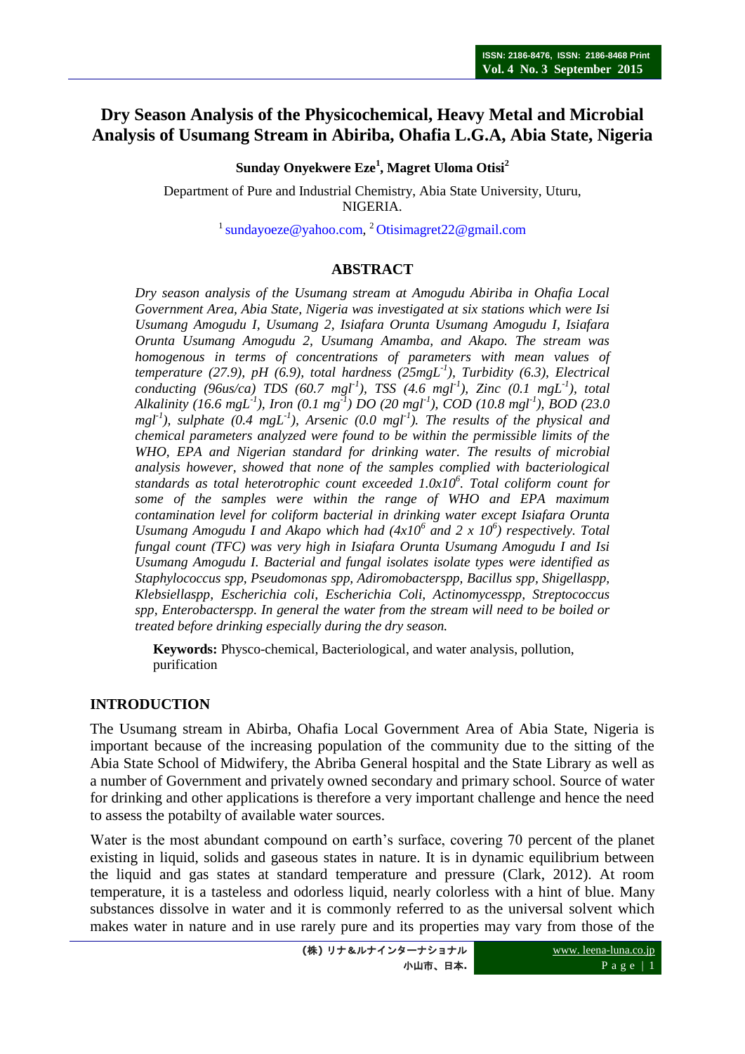# Dry Season Analysis of the Physicochemical, Heavy Metal and Microbial Analysis of Usumang Stream in Abiriba, Ohafia L.G.A, Abia State, Nigeria

**Sunday Onyekwere Eze[1], Magret Uloma Otisi[2]**

Department of Pure and Industrial Chemistry, Abia State University, Uturu, NIGERIA.

[1] sundayoeze@yahoo.com, [2] Otisimagret22@gmail.com

## ABSTRACT

*Dry season analysis of the Usumang stream at Amogudu Abiriba in Ohafia Local Government Area, Abia State, Nigeria was investigated at six stations which were Isi Usumang Amogudu I, Usumang 2, Isiafara Orunta Usumang Amogudu I, Isiafara Orunta Usumang Amogudu 2, Usumang Amamba, and Akapo. The stream was homogenous in terms of concentrations of parameters with mean values of temperature (27.9), pH (6.9), total hardness (25mgL$^{-1}$), Turbidity (6.3), Electrical conducting (96us/ca) TDS (60.7 mgl$^{-1}$), TSS (4.6 mgl$^{-1}$), Zinc (0.1 mgL$^{-1}$), total Alkalinity (16.6 mgL$^{-1}$), Iron (0.1 mg$^{-1}$) DO (20 mgl$^{-1}$), COD (10.8 mgl$^{-1}$), BOD (23.0 mgl$^{-1}$), sulphate (0.4 mgL$^{-1}$), Arsenic (0.0 mgl$^{-1}$). The results of the physical and chemical parameters analyzed were found to be within the permissible limits of the WHO, EPA and Nigerian standard for drinking water. The results of microbial analysis however, showed that none of the samples complied with bacteriological standards as total heterotrophic count exceeded 1.0x10$^{6}$. Total coliform count for some of the samples were within the range of WHO and EPA maximum contamination level for coliform bacterial in drinking water except Isiafara Orunta Usumang Amogudu I and Akapo which had (4x10$^{6}$ and 2 x 10$^{6}$) respectively. Total fungal count (TFC) was very high in Isiafara Orunta Usumang Amogudu I and Isi Usumang Amogudu I. Bacterial and fungal isolates isolate types were identified as Staphylococcus spp, Pseudomonas spp, Adiromobacterspp, Bacillus spp, Shigellaspp, Klebsiellaspp, Escherichia coli, Escherichia Coli, Actinomycesspp, Streptococcus spp, Enterobacterspp. In general the water from the stream will need to be boiled or treated before drinking especially during the dry season.*

**Keywords:** Physco-chemical, Bacteriological, and water analysis, pollution, purification

## INTRODUCTION

The Usumang stream in Abirba, Ohafia Local Government Area of Abia State, Nigeria is important because of the increasing population of the community due to the sitting of the Abia State School of Midwifery, the Abriba General hospital and the State Library as well as a number of Government and privately owned secondary and primary school. Source of water for drinking and other applications is therefore a very important challenge and hence the need to assess the potabilty of available water sources.

Water is the most abundant compound on earth's surface, covering 70 percent of the planet existing in liquid, solids and gaseous states in nature. It is in dynamic equilibrium between the liquid and gas states at standard temperature and pressure (Clark, 2012). At room temperature, it is a tasteless and odorless liquid, nearly colorless with a hint of blue. Many substances dissolve in water and it is commonly referred to as the universal solvent which makes water in nature and in use rarely pure and its properties may vary from those of the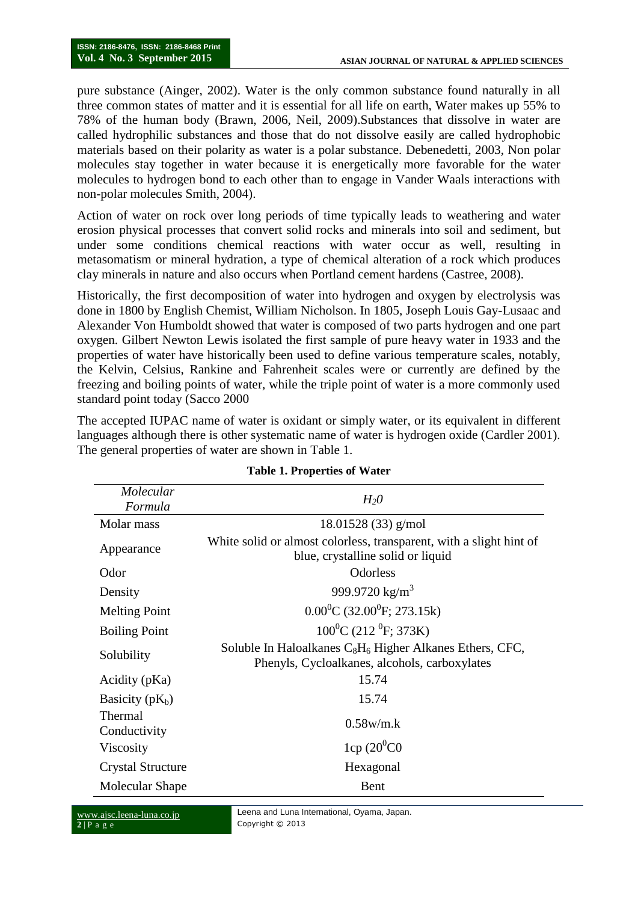pure substance (Ainger, 2002). Water is the only common substance found naturally in all three common states of matter and it is essential for all life on earth, Water makes up 55% to 78% of the human body (Brawn, 2006, Neil, 2009).Substances that dissolve in water are called hydrophilic substances and those that do not dissolve easily are called hydrophobic materials based on their polarity as water is a polar substance. Debenedetti, 2003, Non polar molecules stay together in water because it is energetically more favorable for the water molecules to hydrogen bond to each other than to engage in Vander Waals interactions with non-polar molecules Smith, 2004).

Action of water on rock over long periods of time typically leads to weathering and water erosion physical processes that convert solid rocks and minerals into soil and sediment, but under some conditions chemical reactions with water occur as well, resulting in metasomatism or mineral hydration, a type of chemical alteration of a rock which produces clay minerals in nature and also occurs when Portland cement hardens (Castree, 2008).

Historically, the first decomposition of water into hydrogen and oxygen by electrolysis was done in 1800 by English Chemist, William Nicholson. In 1805, Joseph Louis Gay-Lusaac and Alexander Von Humboldt showed that water is composed of two parts hydrogen and one part oxygen. Gilbert Newton Lewis isolated the first sample of pure heavy water in 1933 and the properties of water have historically been used to define various temperature scales, notably, the Kelvin, Celsius, Rankine and Fahrenheit scales were or currently are defined by the freezing and boiling points of water, while the triple point of water is a more commonly used standard point today (Sacco 2000

The accepted IUPAC name of water is oxidant or simply water, or its equivalent in different languages although there is other systematic name of water is hydrogen oxide (Cardler 2001). The general properties of water are shown in Table 1.

**Table 1. Properties of Water**

| *Molecular Formula* | *$H_20$* |
|---|---|
| Molar mass | 18.01528 (33) g/mol |
| Appearance | White solid or almost colorless, transparent, with a slight hint of blue, crystalline solid or liquid |
| Odor | Odorless |
| Density | 999.9720 kg/$m^3$ |
| Melting Point | $0.00^0$C ($32.00^0$F; 273.15k) |
| Boiling Point | $100^0$C (212 $^0$F; 373K) |
| Solubility | Soluble In Haloalkanes $C_8H_6$ Higher Alkanes Ethers, CFC, Phenyls, Cycloalkanes, alcohols, carboxylates |
| Acidity (pKa) | 15.74 |
| Basicity ($pK_b$) | 15.74 |
| Thermal Conductivity | 0.58w/m.k |
| Viscosity | 1cp ($20^0$C0 |
| Crystal Structure | Hexagonal |
| Molecular Shape | Bent |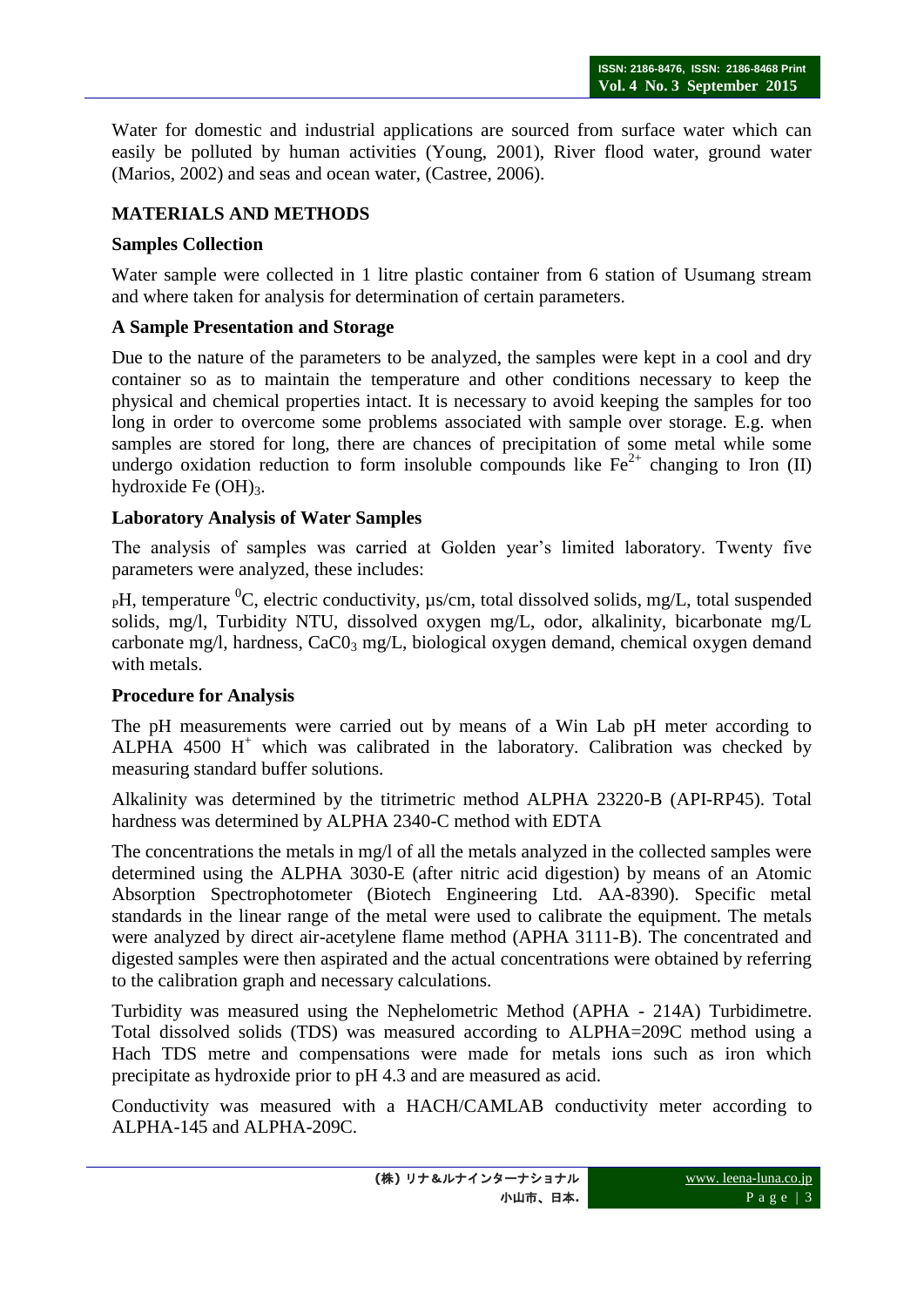Water for domestic and industrial applications are sourced from surface water which can easily be polluted by human activities (Young, 2001), River flood water, ground water (Marios, 2002) and seas and ocean water, (Castree, 2006).

## MATERIALS AND METHODS

### Samples Collection

Water sample were collected in 1 litre plastic container from 6 station of Usumang stream and where taken for analysis for determination of certain parameters.

### A Sample Presentation and Storage

Due to the nature of the parameters to be analyzed, the samples were kept in a cool and dry container so as to maintain the temperature and other conditions necessary to keep the physical and chemical properties intact. It is necessary to avoid keeping the samples for too long in order to overcome some problems associated with sample over storage. E.g. when samples are stored for long, there are chances of precipitation of some metal while some undergo oxidation reduction to form insoluble compounds like $Fe^{2+}$ changing to Iron (II) hydroxide Fe $(OH)_3$.

### Laboratory Analysis of Water Samples

The analysis of samples was carried at Golden year's limited laboratory. Twenty five parameters were analyzed, these includes:

$_{P}$H, temperature $^{0}$C, electric conductivity, µs/cm, total dissolved solids, mg/L, total suspended solids, mg/l, Turbidity NTU, dissolved oxygen mg/L, odor, alkalinity, bicarbonate mg/L carbonate mg/l, hardness, $CaC0_3$ mg/L, biological oxygen demand, chemical oxygen demand with metals.

### Procedure for Analysis

The pH measurements were carried out by means of a Win Lab pH meter according to ALPHA 4500 $H^+$ which was calibrated in the laboratory. Calibration was checked by measuring standard buffer solutions.

Alkalinity was determined by the titrimetric method ALPHA 23220-B (API-RP45). Total hardness was determined by ALPHA 2340-C method with EDTA

The concentrations the metals in mg/l of all the metals analyzed in the collected samples were determined using the ALPHA 3030-E (after nitric acid digestion) by means of an Atomic Absorption Spectrophotometer (Biotech Engineering Ltd. AA-8390). Specific metal standards in the linear range of the metal were used to calibrate the equipment. The metals were analyzed by direct air-acetylene flame method (APHA 3111-B). The concentrated and digested samples were then aspirated and the actual concentrations were obtained by referring to the calibration graph and necessary calculations.

Turbidity was measured using the Nephelometric Method (APHA - 214A) Turbidimetre. Total dissolved solids (TDS) was measured according to ALPHA=209C method using a Hach TDS metre and compensations were made for metals ions such as iron which precipitate as hydroxide prior to pH 4.3 and are measured as acid.

Conductivity was measured with a HACH/CAMLAB conductivity meter according to ALPHA-145 and ALPHA-209C.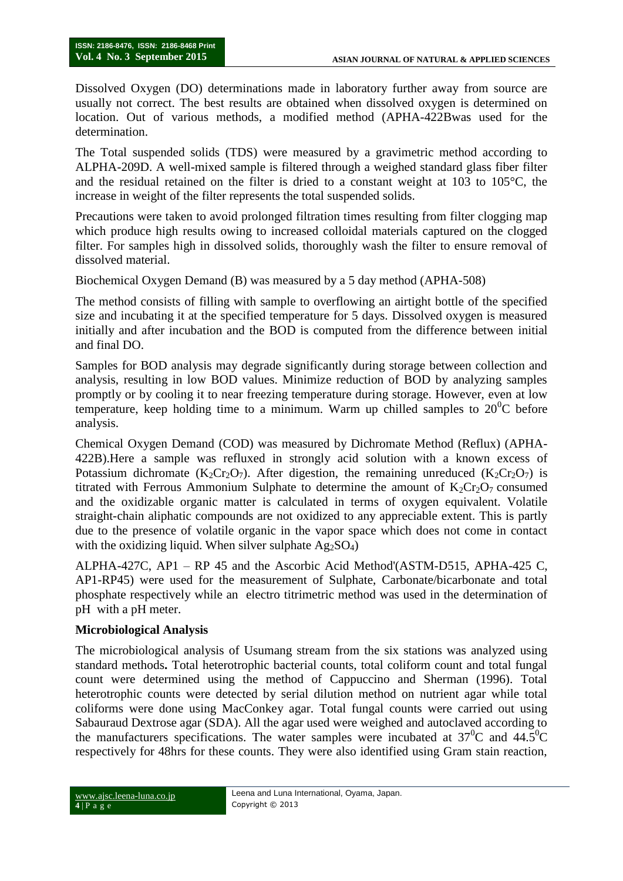Dissolved Oxygen (DO) determinations made in laboratory further away from source are usually not correct. The best results are obtained when dissolved oxygen is determined on location. Out of various methods, a modified method (APHA-422Bwas used for the determination.

The Total suspended solids (TDS) were measured by a gravimetric method according to ALPHA-209D. A well-mixed sample is filtered through a weighed standard glass fiber filter and the residual retained on the filter is dried to a constant weight at 103 to 105°C, the increase in weight of the filter represents the total suspended solids.

Precautions were taken to avoid prolonged filtration times resulting from filter clogging map which produce high results owing to increased colloidal materials captured on the clogged filter. For samples high in dissolved solids, thoroughly wash the filter to ensure removal of dissolved material.

Biochemical Oxygen Demand (B) was measured by a 5 day method (APHA-508)

The method consists of filling with sample to overflowing an airtight bottle of the specified size and incubating it at the specified temperature for 5 days. Dissolved oxygen is measured initially and after incubation and the BOD is computed from the difference between initial and final DO.

Samples for BOD analysis may degrade significantly during storage between collection and analysis, resulting in low BOD values. Minimize reduction of BOD by analyzing samples promptly or by cooling it to near freezing temperature during storage. However, even at low temperature, keep holding time to a minimum. Warm up chilled samples to $20^0$C before analysis.

Chemical Oxygen Demand (COD) was measured by Dichromate Method (Reflux) (APHA-422B).Here a sample was refluxed in strongly acid solution with a known excess of Potassium dichromate ($K_2Cr_2O_7$). After digestion, the remaining unreduced ($K_2Cr_2O_7$) is titrated with Ferrous Ammonium Sulphate to determine the amount of $K_2Cr_2O_7$ consumed and the oxidizable organic matter is calculated in terms of oxygen equivalent. Volatile straight-chain aliphatic compounds are not oxidized to any appreciable extent. This is partly due to the presence of volatile organic in the vapor space which does not come in contact with the oxidizing liquid. When silver sulphate $Ag_2SO_4$)

ALPHA-427C, AP1 – RP 45 and the Ascorbic Acid Method'(ASTM-D515, APHA-425 C, AP1-RP45) were used for the measurement of Sulphate, Carbonate/bicarbonate and total phosphate respectively while an electro titrimetric method was used in the determination of pH with a pH meter.

**Microbiological Analysis**

The microbiological analysis of Usumang stream from the six stations was analyzed using standard methods**.** Total heterotrophic bacterial counts, total coliform count and total fungal count were determined using the method of Cappuccino and Sherman (1996). Total heterotrophic counts were detected by serial dilution method on nutrient agar while total coliforms were done using MacConkey agar. Total fungal counts were carried out using Sabauraud Dextrose agar (SDA). All the agar used were weighed and autoclaved according to the manufacturers specifications. The water samples were incubated at $37^0$C and $44.5^0$C respectively for 48hrs for these counts. They were also identified using Gram stain reaction,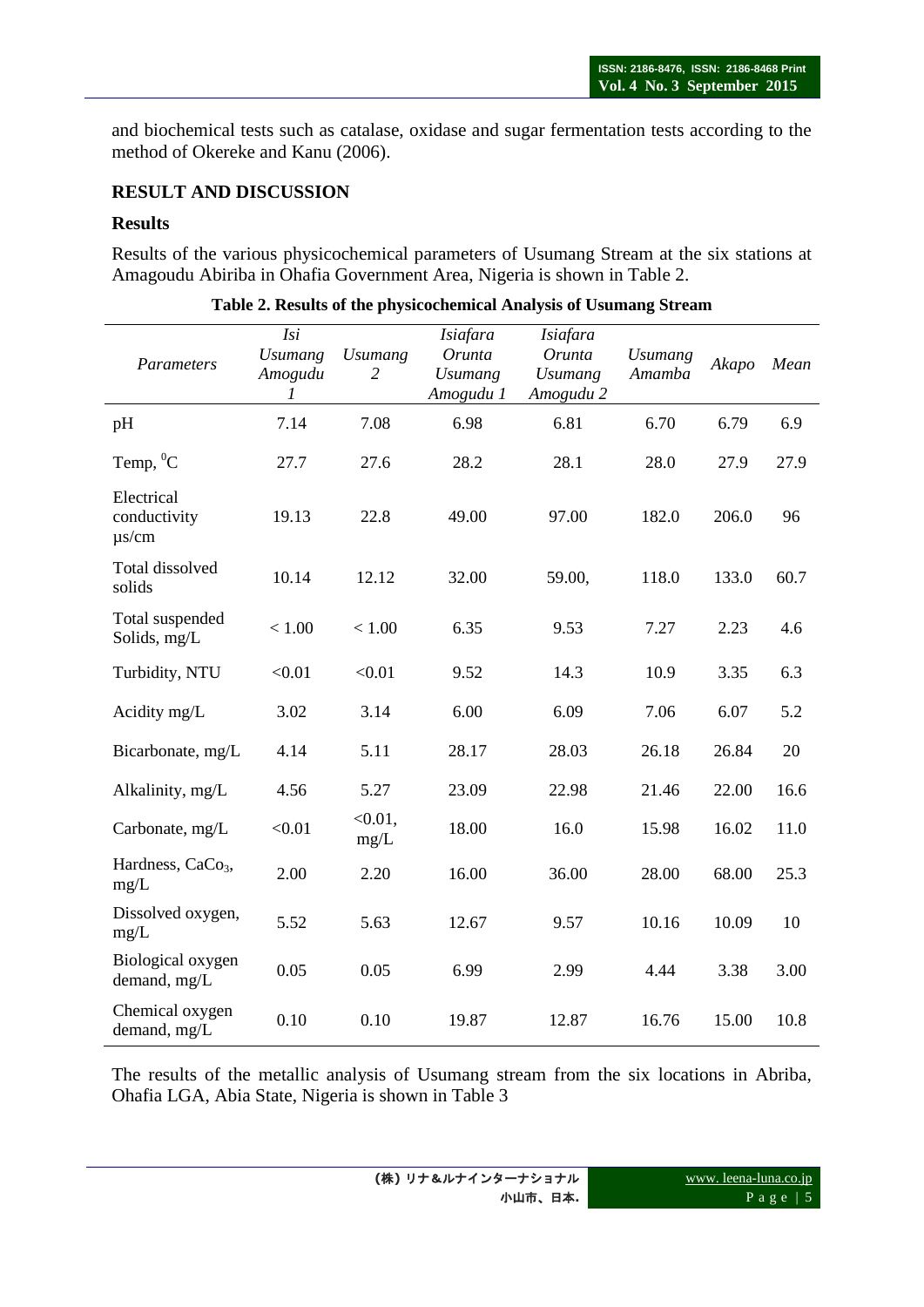and biochemical tests such as catalase, oxidase and sugar fermentation tests according to the method of Okereke and Kanu (2006).

## RESULT AND DISCUSSION

### Results

Results of the various physicochemical parameters of Usumang Stream at the six stations at Amagoudu Abiriba in Ohafia Government Area, Nigeria is shown in Table 2.

**Table 2. Results of the physicochemical Analysis of Usumang Stream**

| *Parameters* | *Isi Usumang Amogudu 1* | *Usumang 2* | *Isiafara Orunta Usumang Amogudu 1* | *Isiafara Orunta Usumang Amogudu 2* | *Usumang Amamba* | *Akapo* | *Mean* |
|---|---|---|---|---|---|---|---|
| pH | 7.14 | 7.08 | 6.98 | 6.81 | 6.70 | 6.79 | 6.9 |
| Temp, $^{0}$C | 27.7 | 27.6 | 28.2 | 28.1 | 28.0 | 27.9 | 27.9 |
| Electrical conductivity µs/cm | 19.13 | 22.8 | 49.00 | 97.00 | 182.0 | 206.0 | 96 |
| Total dissolved solids | 10.14 | 12.12 | 32.00 | 59.00, | 118.0 | 133.0 | 60.7 |
| Total suspended Solids, mg/L | < 1.00 | < 1.00 | 6.35 | 9.53 | 7.27 | 2.23 | 4.6 |
| Turbidity, NTU | <0.01 | <0.01 | 9.52 | 14.3 | 10.9 | 3.35 | 6.3 |
| Acidity mg/L | 3.02 | 3.14 | 6.00 | 6.09 | 7.06 | 6.07 | 5.2 |
| Bicarbonate, mg/L | 4.14 | 5.11 | 28.17 | 28.03 | 26.18 | 26.84 | 20 |
| Alkalinity, mg/L | 4.56 | 5.27 | 23.09 | 22.98 | 21.46 | 22.00 | 16.6 |
| Carbonate, mg/L | <0.01 | <0.01, mg/L | 18.00 | 16.0 | 15.98 | 16.02 | 11.0 |
| Hardness, $CaCo_3$, mg/L | 2.00 | 2.20 | 16.00 | 36.00 | 28.00 | 68.00 | 25.3 |
| Dissolved oxygen, mg/L | 5.52 | 5.63 | 12.67 | 9.57 | 10.16 | 10.09 | 10 |
| Biological oxygen demand, mg/L | 0.05 | 0.05 | 6.99 | 2.99 | 4.44 | 3.38 | 3.00 |
| Chemical oxygen demand, mg/L | 0.10 | 0.10 | 19.87 | 12.87 | 16.76 | 15.00 | 10.8 |

The results of the metallic analysis of Usumang stream from the six locations in Abriba, Ohafia LGA, Abia State, Nigeria is shown in Table 3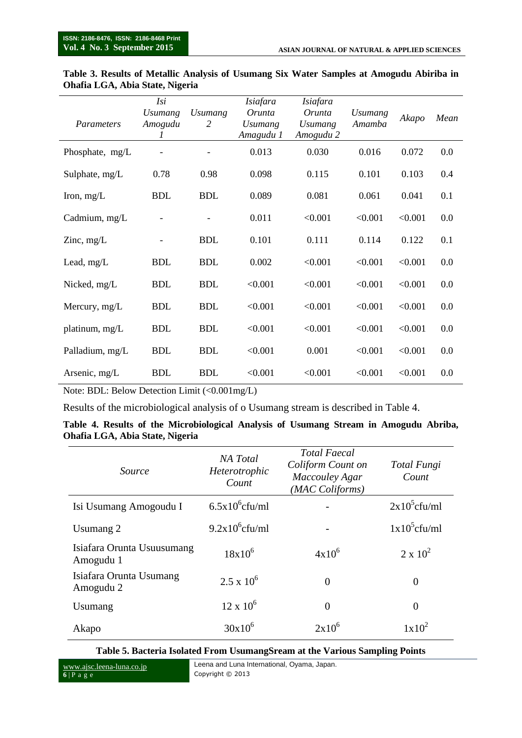**Table 3. Results of Metallic Analysis of Usumang Six Water Samples at Amogudu Abiriba in Ohafia LGA, Abia State, Nigeria**

| *Parameters* | *Isi Usumang Amogudu 1* | *Usumang 2* | *Isiafara Orunta Usumang Amagudu 1* | *Isiafara Orunta Usumang Amogudu 2* | *Usumang Amamba* | *Akapo* | *Mean* |
|---|---|---|---|---|---|---|---|
| Phosphate, mg/L | - | - | 0.013 | 0.030 | 0.016 | 0.072 | 0.0 |
| Sulphate, mg/L | 0.78 | 0.98 | 0.098 | 0.115 | 0.101 | 0.103 | 0.4 |
| Iron, mg/L | BDL | BDL | 0.089 | 0.081 | 0.061 | 0.041 | 0.1 |
| Cadmium, mg/L | - | - | 0.011 | <0.001 | <0.001 | <0.001 | 0.0 |
| Zinc, mg/L | - | BDL | 0.101 | 0.111 | 0.114 | 0.122 | 0.1 |
| Lead, mg/L | BDL | BDL | 0.002 | <0.001 | <0.001 | <0.001 | 0.0 |
| Nicked, mg/L | BDL | BDL | <0.001 | <0.001 | <0.001 | <0.001 | 0.0 |
| Mercury, mg/L | BDL | BDL | <0.001 | <0.001 | <0.001 | <0.001 | 0.0 |
| platinum, mg/L | BDL | BDL | <0.001 | <0.001 | <0.001 | <0.001 | 0.0 |
| Palladium, mg/L | BDL | BDL | <0.001 | 0.001 | <0.001 | <0.001 | 0.0 |
| Arsenic, mg/L | BDL | BDL | <0.001 | <0.001 | <0.001 | <0.001 | 0.0 |

Note: BDL: Below Detection Limit (<0.001mg/L)

Results of the microbiological analysis of o Usumang stream is described in Table 4.

**Table 4. Results of the Microbiological Analysis of Usumang Stream in Amogudu Abriba, Ohafia LGA, Abia State, Nigeria**

| *Source* | *NA Total Heterotrophic Count* | *Total Faecal Coliform Count on Maccouley Agar (MAC Coliforms)* | *Total Fungi Count* |
|---|---|---|---|
| Isi Usumang Amogoudu I | $6.5x10^6$cfu/ml | - | $2x10^5$cfu/ml |
| Usumang 2 | $9.2x10^6$cfu/ml | - | $1x10^5$cfu/ml |
| Isiafara Orunta Usuusumang Amogudu 1 | $18x10^6$ | $4x10^6$ | $2 \times 10^2$ |
| Isiafara Orunta Usumang Amogudu 2 | $2.5 \times 10^6$ | 0 | 0 |
| Usumang | $12 \times 10^6$ | 0 | 0 |
| Akapo | $30x10^6$ | $2x10^6$ | $1x10^2$ |

**Table 5. Bacteria Isolated From UsumangSream at the Various Sampling Points**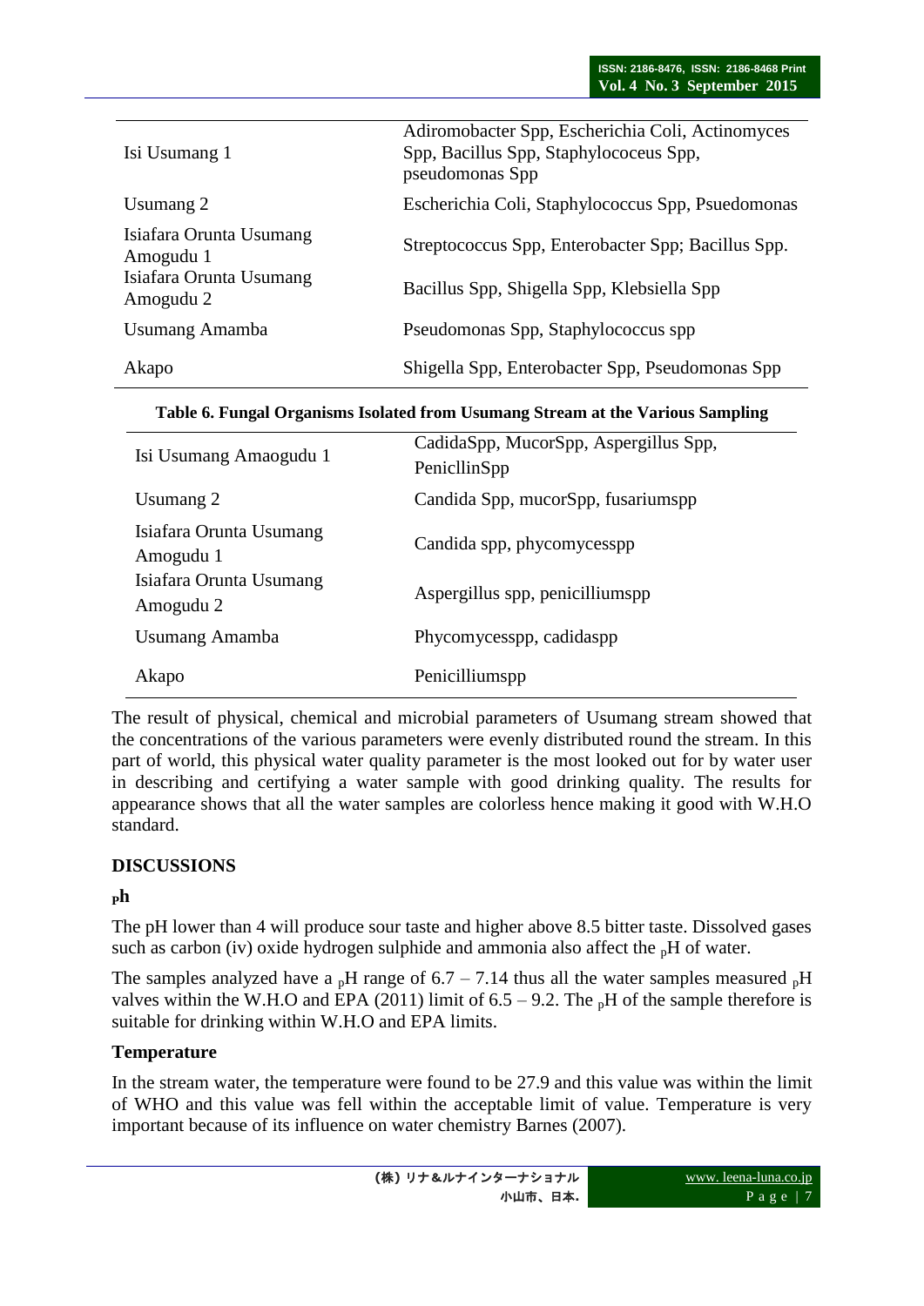| | |
|---|---|
| Isi Usumang 1 | Adiromobacter Spp, Escherichia Coli, Actinomyces Spp, Bacillus Spp, Staphylococeus Spp, pseudomonas Spp |
| Usumang 2 | Escherichia Coli, Staphylococcus Spp, Psuedomonas |
| Isiafara Orunta Usumang Amogudu 1 | Streptococcus Spp, Enterobacter Spp; Bacillus Spp. |
| Isiafara Orunta Usumang Amogudu 2 | Bacillus Spp, Shigella Spp, Klebsiella Spp |
| Usumang Amamba | Pseudomonas Spp, Staphylococcus spp |
| Akapo | Shigella Spp, Enterobacter Spp, Pseudomonas Spp |

**Table 6. Fungal Organisms Isolated from Usumang Stream at the Various Sampling**

| | |
|---|---|
| Isi Usumang Amaogudu 1 | CadidaSpp, MucorSpp, Aspergillus Spp, PenicllinSpp |
| Usumang 2 | Candida Spp, mucorSpp, fusariumspp |
| Isiafara Orunta Usumang Amogudu 1 | Candida spp, phycomycesspp |
| Isiafara Orunta Usumang Amogudu 2 | Aspergillus spp, penicilliumspp |
| Usumang Amamba | Phycomycesspp, cadidaspp |
| Akapo | Penicilliumspp |

The result of physical, chemical and microbial parameters of Usumang stream showed that the concentrations of the various parameters were evenly distributed round the stream. In this part of world, this physical water quality parameter is the most looked out for by water user in describing and certifying a water sample with good drinking quality. The results for appearance shows that all the water samples are colorless hence making it good with W.H.O standard.

## DISCUSSIONS

### $_p$h

The pH lower than 4 will produce sour taste and higher above 8.5 bitter taste. Dissolved gases such as carbon (iv) oxide hydrogen sulphide and ammonia also affect the $_p$H of water.

The samples analyzed have a $_p$H range of 6.7 – 7.14 thus all the water samples measured $_p$H valves within the W.H.O and EPA (2011) limit of 6.5 – 9.2. The $_p$H of the sample therefore is suitable for drinking within W.H.O and EPA limits.

### Temperature

In the stream water, the temperature were found to be 27.9 and this value was within the limit of WHO and this value was fell within the acceptable limit of value. Temperature is very important because of its influence on water chemistry Barnes (2007).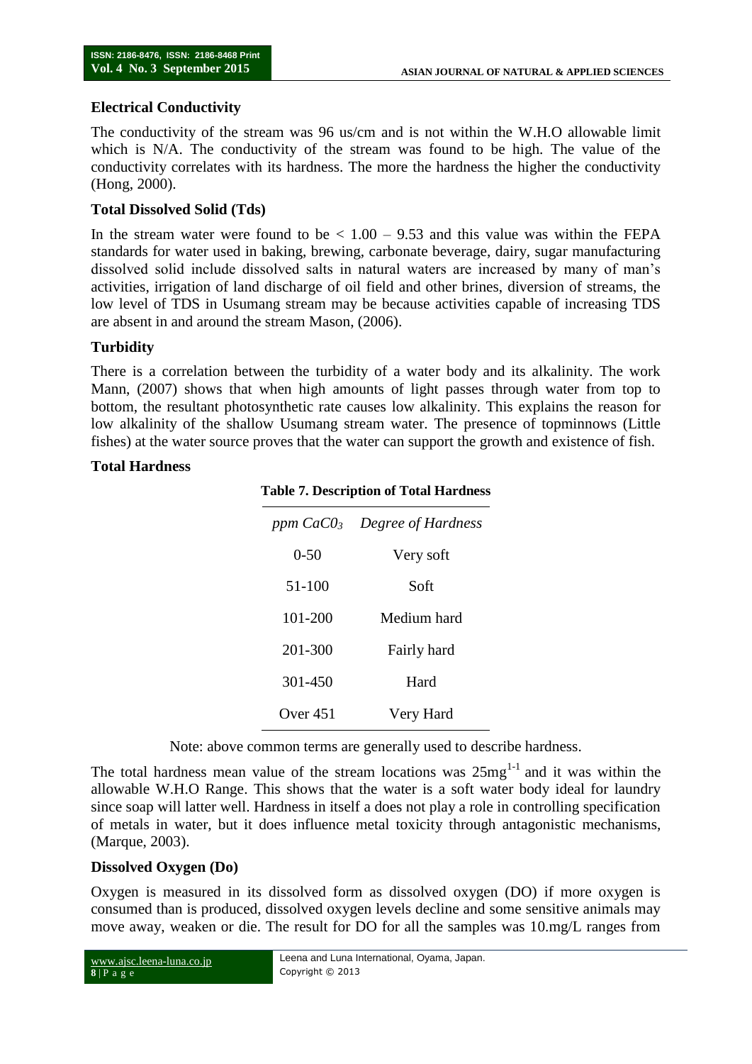### Electrical Conductivity

The conductivity of the stream was 96 us/cm and is not within the W.H.O allowable limit which is N/A. The conductivity of the stream was found to be high. The value of the conductivity correlates with its hardness. The more the hardness the higher the conductivity (Hong, 2000).

### Total Dissolved Solid (Tds)

In the stream water were found to be < 1.00 – 9.53 and this value was within the FEPA standards for water used in baking, brewing, carbonate beverage, dairy, sugar manufacturing dissolved solid include dissolved salts in natural waters are increased by many of man's activities, irrigation of land discharge of oil field and other brines, diversion of streams, the low level of TDS in Usumang stream may be because activities capable of increasing TDS are absent in and around the stream Mason, (2006).

### Turbidity

There is a correlation between the turbidity of a water body and its alkalinity. The work Mann, (2007) shows that when high amounts of light passes through water from top to bottom, the resultant photosynthetic rate causes low alkalinity. This explains the reason for low alkalinity of the shallow Usumang stream water. The presence of topminnows (Little fishes) at the water source proves that the water can support the growth and existence of fish.

### Total Hardness

**Table 7. Description of Total Hardness**

| *ppm $CaC0_3$* | *Degree of Hardness* |
|---|---|
| 0-50 | Very soft |
| 51-100 | Soft |
| 101-200 | Medium hard |
| 201-300 | Fairly hard |
| 301-450 | Hard |
| Over 451 | Very Hard |

Note: above common terms are generally used to describe hardness.

The total hardness mean value of the stream locations was 25mg$^{1-1}$ and it was within the allowable W.H.O Range. This shows that the water is a soft water body ideal for laundry since soap will latter well. Hardness in itself a does not play a role in controlling specification of metals in water, but it does influence metal toxicity through antagonistic mechanisms, (Marque, 2003).

### Dissolved Oxygen (Do)

Oxygen is measured in its dissolved form as dissolved oxygen (DO) if more oxygen is consumed than is produced, dissolved oxygen levels decline and some sensitive animals may move away, weaken or die. The result for DO for all the samples was 10.mg/L ranges from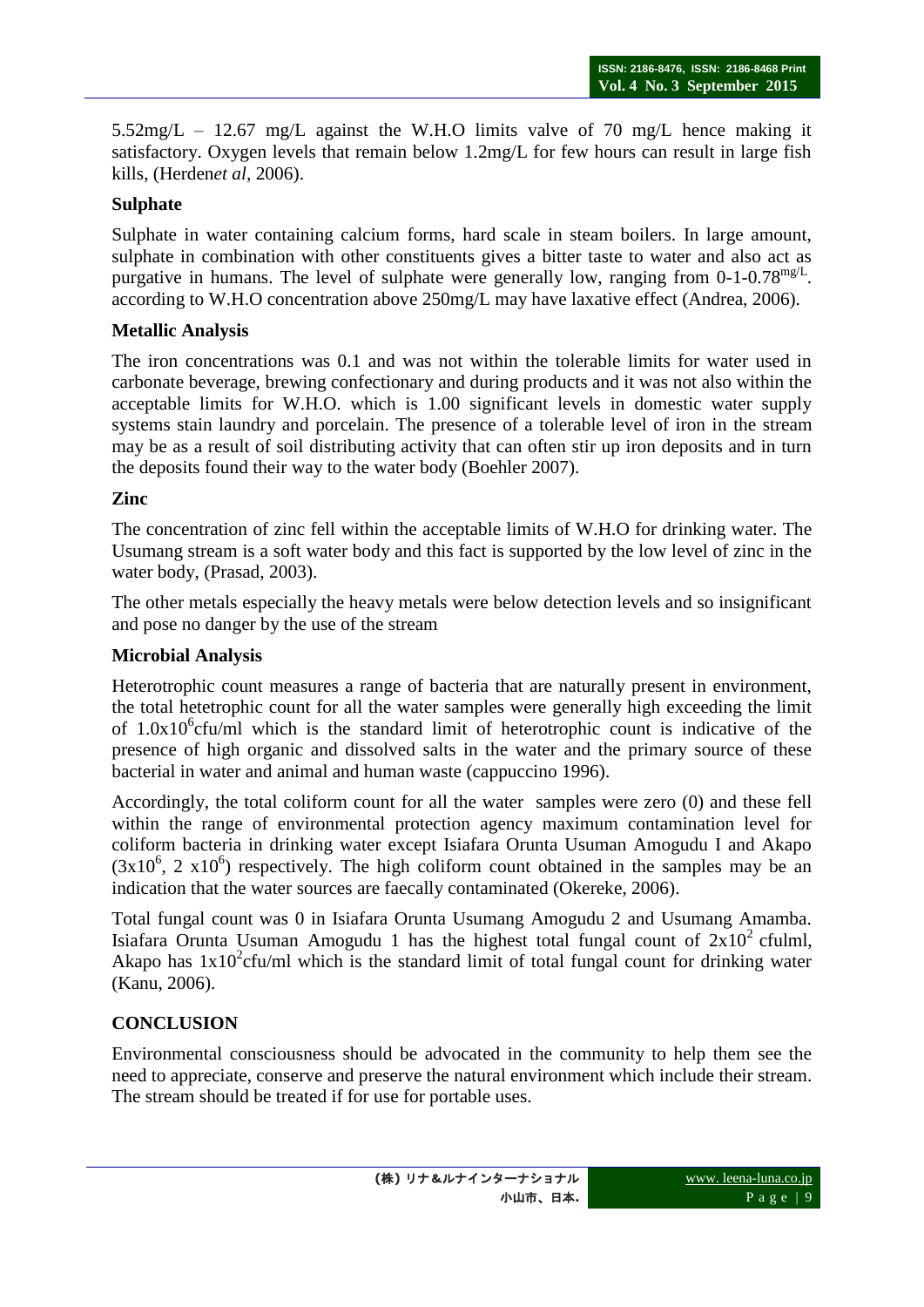5.52mg/L – 12.67 mg/L against the W.H.O limits valve of 70 mg/L hence making it satisfactory. Oxygen levels that remain below 1.2mg/L for few hours can result in large fish kills, (Herden*et al*, 2006).

**Sulphate**

Sulphate in water containing calcium forms, hard scale in steam boilers. In large amount, sulphate in combination with other constituents gives a bitter taste to water and also act as purgative in humans. The level of sulphate were generally low, ranging from 0-1-0.78$^{mg/L}$. according to W.H.O concentration above 250mg/L may have laxative effect (Andrea, 2006).

**Metallic Analysis**

The iron concentrations was 0.1 and was not within the tolerable limits for water used in carbonate beverage, brewing confectionary and during products and it was not also within the acceptable limits for W.H.O. which is 1.00 significant levels in domestic water supply systems stain laundry and porcelain. The presence of a tolerable level of iron in the stream may be as a result of soil distributing activity that can often stir up iron deposits and in turn the deposits found their way to the water body (Boehler 2007).

**Zinc**

The concentration of zinc fell within the acceptable limits of W.H.O for drinking water. The Usumang stream is a soft water body and this fact is supported by the low level of zinc in the water body, (Prasad, 2003).

The other metals especially the heavy metals were below detection levels and so insignificant and pose no danger by the use of the stream

**Microbial Analysis**

Heterotrophic count measures a range of bacteria that are naturally present in environment, the total hetetrophic count for all the water samples were generally high exceeding the limit of $1.0x10^6$cfu/ml which is the standard limit of heterotrophic count is indicative of the presence of high organic and dissolved salts in the water and the primary source of these bacterial in water and animal and human waste (cappuccino 1996).

Accordingly, the total coliform count for all the water samples were zero (0) and these fell within the range of environmental protection agency maximum contamination level for coliform bacteria in drinking water except Isiafara Orunta Usuman Amogudu I and Akapo ($3x10^6$, $2\ x10^6$) respectively. The high coliform count obtained in the samples may be an indication that the water sources are faecally contaminated (Okereke, 2006).

Total fungal count was 0 in Isiafara Orunta Usumang Amogudu 2 and Usumang Amamba. Isiafara Orunta Usuman Amogudu 1 has the highest total fungal count of $2x10^2$ cfulml, Akapo has $1x10^2$cfu/ml which is the standard limit of total fungal count for drinking water (Kanu, 2006).

## CONCLUSION

Environmental consciousness should be advocated in the community to help them see the need to appreciate, conserve and preserve the natural environment which include their stream. The stream should be treated if for use for portable uses.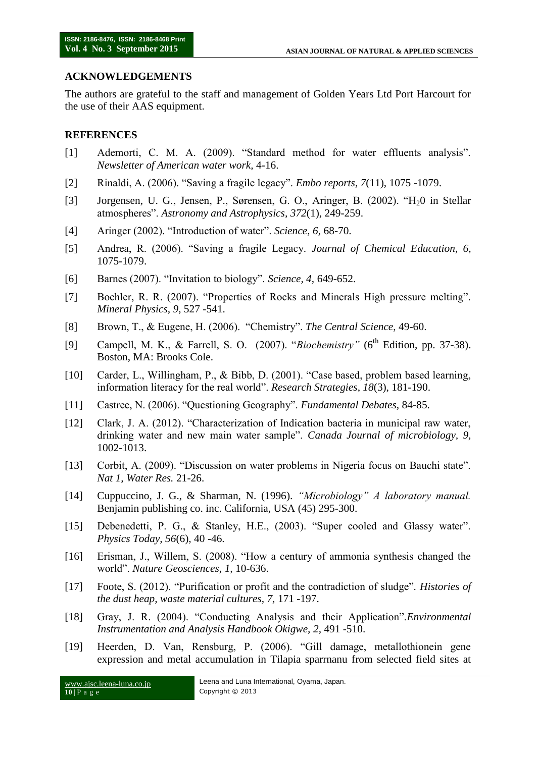## ACKNOWLEDGEMENTS

The authors are grateful to the staff and management of Golden Years Ltd Port Harcourt for the use of their AAS equipment.

## REFERENCES

[1] Ademorti, C. M. A. (2009). "Standard method for water effluents analysis". *Newsletter of American water work*, 4-16.

[2] Rinaldi, A. (2006). "Saving a fragile legacy". *Embo reports, 7*(11), 1075 -1079.

[3] Jorgensen, U. G., Jensen, P., Sørensen, G. O., Aringer, B. (2002). "$H_20$ in Stellar atmospheres". *Astronomy and Astrophysics, 372*(1), 249-259.

[4] Aringer (2002). "Introduction of water". *Science, 6,* 68-70.

[5] Andrea, R. (2006). "Saving a fragile Legacy. *Journal of Chemical Education, 6,* 1075-1079.

[6] Barnes (2007). "Invitation to biology". *Science, 4,* 649-652.

[7] Bochler, R. R. (2007). "Properties of Rocks and Minerals High pressure melting". *Mineral Physics, 9,* 527 -541.

[8] Brown, T., & Eugene, H. (2006). "Chemistry". *The Central Science*, 49-60.

[9] Campell, M. K., & Farrell, S. O. (2007). "*Biochemistry"* (6th Edition, pp. 37-38). Boston, MA: Brooks Cole.

[10] Carder, L., Willingham, P., & Bibb, D. (2001). "Case based, problem based learning, information literacy for the real world". *Research Strategies, 18*(3), 181-190.

[11] Castree, N. (2006). "Questioning Geography". *Fundamental Debates,* 84-85.

[12] Clark, J. A. (2012). "Characterization of Indication bacteria in municipal raw water, drinking water and new main water sample". *Canada Journal of microbiology, 9,* 1002-1013.

[13] Corbit, A. (2009). "Discussion on water problems in Nigeria focus on Bauchi state". *Nat 1, Water Res.* 21-26.

[14] Cuppuccino, J. G., & Sharman, N. (1996). *"Microbiology" A laboratory manual.* Benjamin publishing co. inc. California, USA (45) 295-300.

[15] Debenedetti, P. G., & Stanley, H.E., (2003). "Super cooled and Glassy water". *Physics Today, 56*(6), 40 -46.

[16] Erisman, J., Willem, S. (2008). "How a century of ammonia synthesis changed the world". *Nature Geosciences, 1,* 10-636.

[17] Foote, S. (2012). "Purification or profit and the contradiction of sludge". *Histories of the dust heap, waste material cultures, 7,* 171 -197.

[18] Gray, J. R. (2004). "Conducting Analysis and their Application".*Environmental Instrumentation and Analysis Handbook Okigwe, 2,* 491 -510.

[19] Heerden, D. Van, Rensburg, P. (2006). "Gill damage, metallothionein gene expression and metal accumulation in Tilapia sparrnanu from selected field sites at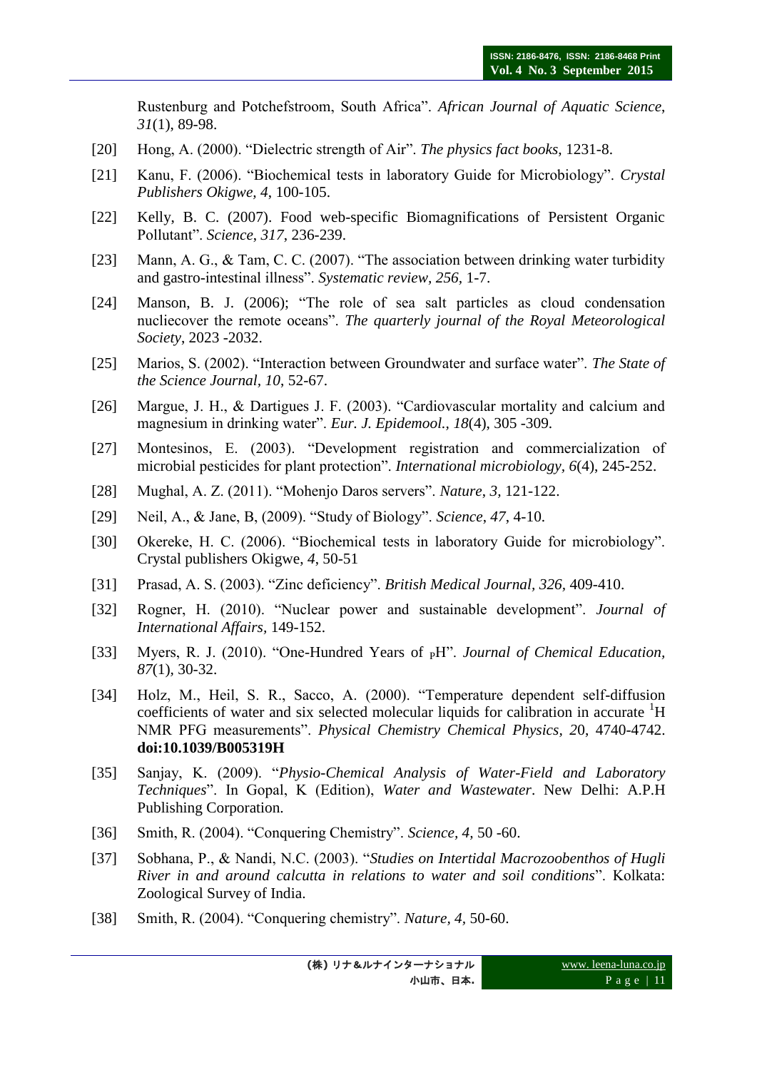Rustenburg and Potchefstroom, South Africa". *African Journal of Aquatic Science, 31*(1), 89-98.

[20] Hong, A. (2000). "Dielectric strength of Air". *The physics fact books,* 1231-8.

[21] Kanu, F. (2006). "Biochemical tests in laboratory Guide for Microbiology". *Crystal Publishers Okigwe, 4,* 100-105.

[22] Kelly, B. C. (2007). Food web-specific Biomagnifications of Persistent Organic Pollutant". *Science, 317,* 236-239.

[23] Mann, A. G., & Tam, C. C. (2007). "The association between drinking water turbidity and gastro-intestinal illness". *Systematic review, 256,* 1-7.

[24] Manson, B. J. (2006); "The role of sea salt particles as cloud condensation nucliecover the remote oceans". *The quarterly journal of the Royal Meteorological Society*, 2023 -2032.

[25] Marios, S. (2002). "Interaction between Groundwater and surface water". *The State of the Science Journal, 10*, 52-67.

[26] Margue, J. H., & Dartigues J. F. (2003). "Cardiovascular mortality and calcium and magnesium in drinking water". *Eur. J. Epidemool., 18*(4), 305 -309.

[27] Montesinos, E. (2003). "Development registration and commercialization of microbial pesticides for plant protection". *International microbiology, 6*(4), 245-252.

[28] Mughal, A. Z. (2011). "Mohenjo Daros servers". *Nature, 3,* 121-122.

[29] Neil, A., & Jane, B, (2009). "Study of Biology". *Science, 47,* 4-10.

[30] Okereke, H. C. (2006). "Biochemical tests in laboratory Guide for microbiology". Crystal publishers Okigwe, *4*, 50-51

[31] Prasad, A. S. (2003). "Zinc deficiency". *British Medical Journal, 326,* 409-410.

[32] Rogner, H. (2010). "Nuclear power and sustainable development". *Journal of International Affairs,* 149-152.

[33] Myers, R. J. (2010). "One-Hundred Years of $_{P}$H". *Journal of Chemical Education, 87*(1), 30-32.

[34] Holz, M., Heil, S. R., Sacco, A. (2000). "Temperature dependent self-diffusion coefficients of water and six selected molecular liquids for calibration in accurate $^{1}$H NMR PFG measurements". *Physical Chemistry Chemical Physics, 2*0, 4740-4742. **doi:10.1039/B005319H**

[35] Sanjay, K. (2009). "*Physio-Chemical Analysis of Water-Field and Laboratory Techniques*". In Gopal, K (Edition), *Water and Wastewater*. New Delhi: A.P.H Publishing Corporation.

[36] Smith, R. (2004). "Conquering Chemistry". *Science, 4,* 50 -60.

[37] Sobhana, P., & Nandi, N.C. (2003). "*Studies on Intertidal Macrozoobenthos of Hugli River in and around calcutta in relations to water and soil conditions*". Kolkata: Zoological Survey of India.

[38] Smith, R. (2004). "Conquering chemistry". *Nature, 4,* 50-60.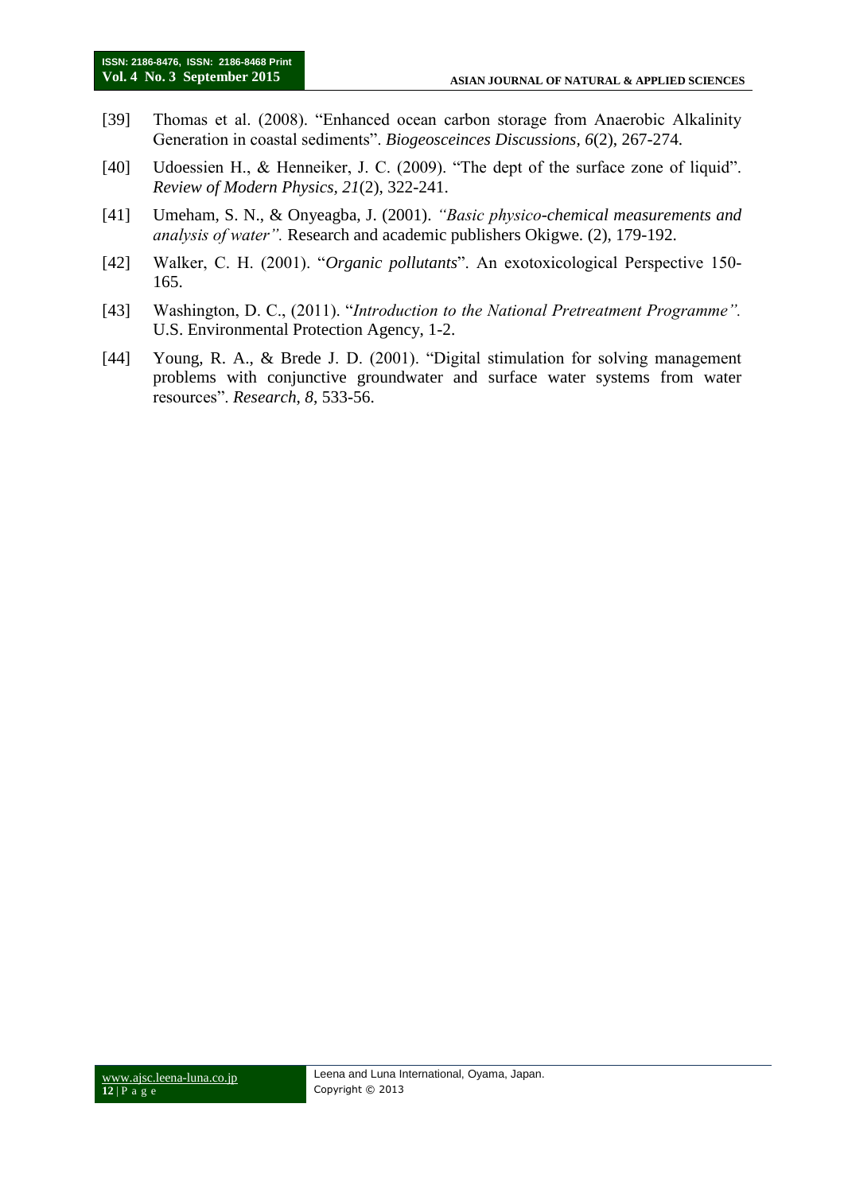[39] Thomas et al. (2008). "Enhanced ocean carbon storage from Anaerobic Alkalinity Generation in coastal sediments". *Biogeosceinces Discussions, 6*(2), 267-274.

[40] Udoessien H., & Henneiker, J. C. (2009). "The dept of the surface zone of liquid". *Review of Modern Physics, 21*(2), 322-241.

[41] Umeham, S. N., & Onyeagba, J. (2001). *"Basic physico-chemical measurements and analysis of water".* Research and academic publishers Okigwe. (2), 179-192.

[42] Walker, C. H. (2001). "*Organic pollutants*". An exotoxicological Perspective 150-165.

[43] Washington, D. C., (2011). "*Introduction to the National Pretreatment Programme".* U.S. Environmental Protection Agency, 1-2.

[44] Young, R. A., & Brede J. D. (2001). "Digital stimulation for solving management problems with conjunctive groundwater and surface water systems from water resources". *Research*, *8*, 533-56.